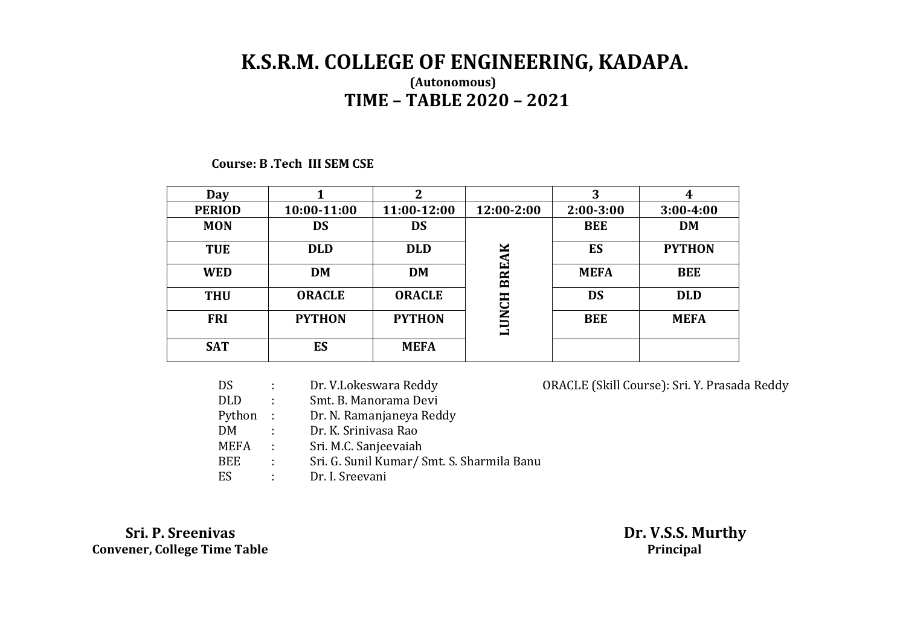# K.S.R.M. COLLEGE OF ENGINEERING, KADAPA.

**(Autonomous)**

## TIME – TABLE 2020 – 2021

**Course: B .Tech III SEM CSE**

| Day | 1 | 2 | | 3 | 4 |
|---|---|---|---|---|---|
| **PERIOD** | **10:00-11:00** | **11:00-12:00** | **12:00-2:00** | **2:00-3:00** | **3:00-4:00** |
| **MON** | **DS** | **DS** | **LUNCH BREAK** | **BEE** | **DM** |
| **TUE** | **DLD** | **DLD** | | **ES** | **PYTHON** |
| **WED** | **DM** | **DM** | | **MEFA** | **BEE** |
| **THU** | **ORACLE** | **ORACLE** | | **DS** | **DLD** |
| **FRI** | **PYTHON** | **PYTHON** | | **BEE** | **MEFA** |
| **SAT** | **ES** | **MEFA** | | | |

DS : Dr. V.Lokeswara Reddy

DLD : Smt. B. Manorama Devi

Python : Dr. N. Ramanjaneya Reddy

DM : Dr. K. Srinivasa Rao

MEFA : Sri. M.C. Sanjeevaiah

BEE : Sri. G. Sunil Kumar/ Smt. S. Sharmila Banu

ES : Dr. I. Sreevani

ORACLE (Skill Course): Sri. Y. Prasada Reddy

**Sri. P. Sreenivas**
**Convener, College Time Table**

**Dr. V.S.S. Murthy**
**Principal**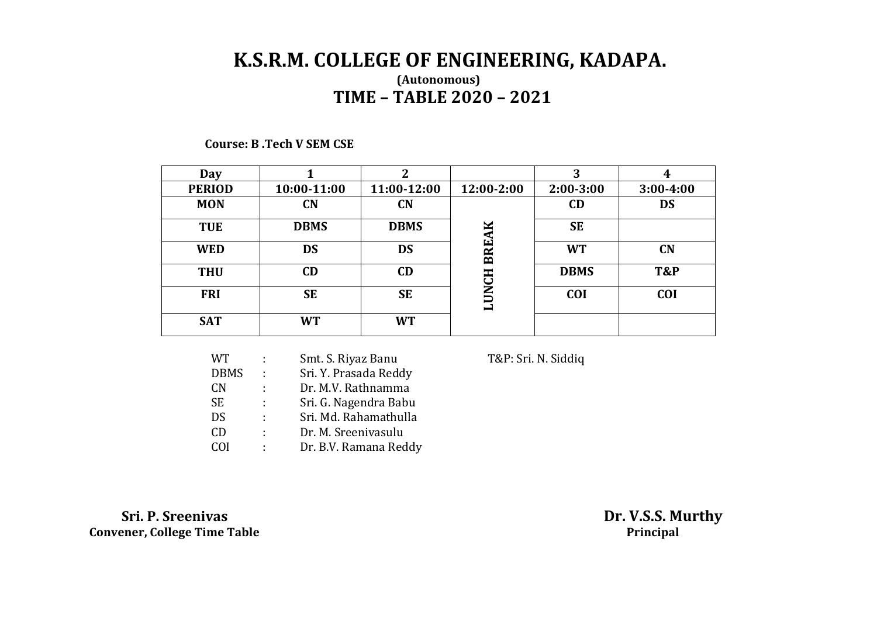# K.S.R.M. COLLEGE OF ENGINEERING, KADAPA.

**(Autonomous)**

## TIME – TABLE 2020 – 2021

**Course: B .Tech V SEM CSE**

| Day | 1 | 2 | | 3 | 4 |
|---|---|---|---|---|---|
| **PERIOD** | **10:00-11:00** | **11:00-12:00** | **12:00-2:00** | **2:00-3:00** | **3:00-4:00** |
| **MON** | **CN** | **CN** | **LUNCH BREAK** | **CD** | **DS** |
| **TUE** | **DBMS** | **DBMS** | | **SE** | |
| **WED** | **DS** | **DS** | | **WT** | **CN** |
| **THU** | **CD** | **CD** | | **DBMS** | **T&P** |
| **FRI** | **SE** | **SE** | | **COI** | **COI** |
| **SAT** | **WT** | **WT** | | | |

WT : Smt. S. Riyaz Banu

DBMS : Sri. Y. Prasada Reddy

CN : Dr. M.V. Rathnamma

SE : Sri. G. Nagendra Babu

DS : Sri. Md. Rahamathulla

CD : Dr. M. Sreenivasulu

COI : Dr. B.V. Ramana Reddy

T&P: Sri. N. Siddiq

**Sri. P. Sreenivas**
**Convener, College Time Table**

**Dr. V.S.S. Murthy**
**Principal**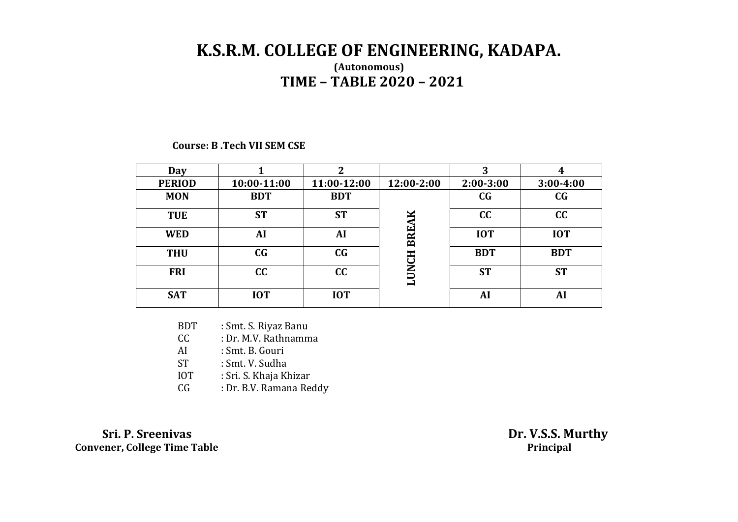# K.S.R.M. COLLEGE OF ENGINEERING, KADAPA.

**(Autonomous)**

## TIME – TABLE 2020 – 2021

**Course: B .Tech VII SEM CSE**

| Day | 1 | 2 | | 3 | 4 |
|---|---|---|---|---|---|
| **PERIOD** | **10:00-11:00** | **11:00-12:00** | **12:00-2:00** | **2:00-3:00** | **3:00-4:00** |
| **MON** | **BDT** | **BDT** | **LUNCH BREAK** | **CG** | **CG** |
| **TUE** | **ST** | **ST** | | **CC** | **CC** |
| **WED** | **AI** | **AI** | | **IOT** | **IOT** |
| **THU** | **CG** | **CG** | | **BDT** | **BDT** |
| **FRI** | **CC** | **CC** | | **ST** | **ST** |
| **SAT** | **IOT** | **IOT** | | **AI** | **AI** |

BDT : Smt. S. Riyaz Banu
CC : Dr. M.V. Rathnamma
AI : Smt. B. Gouri
ST : Smt. V. Sudha
IOT : Sri. S. Khaja Khizar
CG : Dr. B.V. Ramana Reddy

**Sri. P. Sreenivas**
**Convener, College Time Table**

**Dr. V.S.S. Murthy**
**Principal**